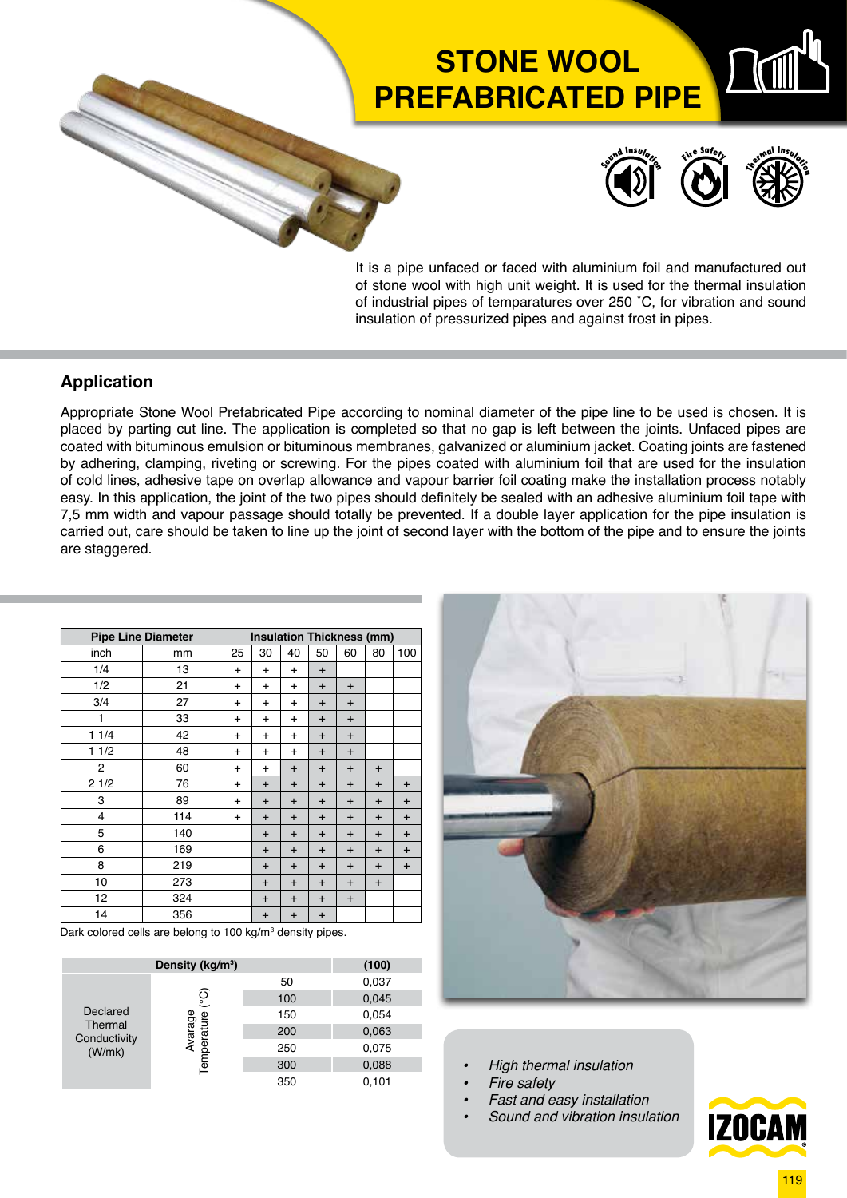# STONE WOOL PREFABRICATED PIPE

It is a pipe unfaced or faced with aluminium foil and manufactured out of stone wool with high unit weight. It is used for the thermal insulation of industrial pipes of temparatures over 250 ˚C, for vibration and sound insulation of pressurized pipes and against frost in pipes.

## Application

Appropriate Stone Wool Prefabricated Pipe according to nominal diameter of the pipe line to be used is chosen. It is placed by parting cut line. The application is completed so that no gap is left between the joints. Unfaced pipes are coated with bituminous emulsion or bituminous membranes, galvanized or aluminium jacket. Coating joints are fastened by adhering, clamping, riveting or screwing. For the pipes coated with aluminium foil that are used for the insulation of cold lines, adhesive tape on overlap allowance and vapour barrier foil coating make the installation process notably easy. In this application, the joint of the two pipes should definitely be sealed with an adhesive aluminium foil tape with 7,5 mm width and vapour passage should totally be prevented. If a double layer application for the pipe insulation is carried out, care should be taken to line up the joint of second layer with the bottom of the pipe and to ensure the joints are staggered.

| Pipe Line Diameter | | Insulation Thickness (mm) | | | | | | |
|---|---|---|---|---|---|---|---|---|
| inch | mm | 25 | 30 | 40 | 50 | 60 | 80 | 100 |
| 1/4 | 13 | + | + | + | + | | | |
| 1/2 | 21 | + | + | + | + | + | | |
| 3/4 | 27 | + | + | + | + | + | | |
| 1 | 33 | + | + | + | + | + | | |
| 1 1/4 | 42 | + | + | + | + | + | | |
| 1 1/2 | 48 | + | + | + | + | + | | |
| 2 | 60 | + | + | + | + | + | + | |
| 2 1/2 | 76 | + | + | + | + | + | + | + |
| 3 | 89 | + | + | + | + | + | + | + |
| 4 | 114 | + | + | + | + | + | + | + |
| 5 | 140 | | + | + | + | + | + | + |
| 6 | 169 | | + | + | + | + | + | + |
| 8 | 219 | | + | + | + | + | + | + |
| 10 | 273 | | + | + | + | + | + | |
| 12 | 324 | | + | + | + | + | | |
| 14 | 356 | | + | + | + | | | |

Dark colored cells are belong to 100 kg/m³ density pipes.

| Density (kg/m³) | | | (100) |
|---|---|---|---|
| Declared Thermal Conductivity (W/mk) | Avarage Temperature (°C) | 50 | 0,037 |
| | | 100 | 0,045 |
| | | 150 | 0,054 |
| | | 200 | 0,063 |
| | | 250 | 0,075 |
| | | 300 | 0,088 |
| | | 350 | 0,101 |

- *High thermal insulation*
- *Fire safety*
- *Fast and easy installation*
- *Sound and vibration insulation*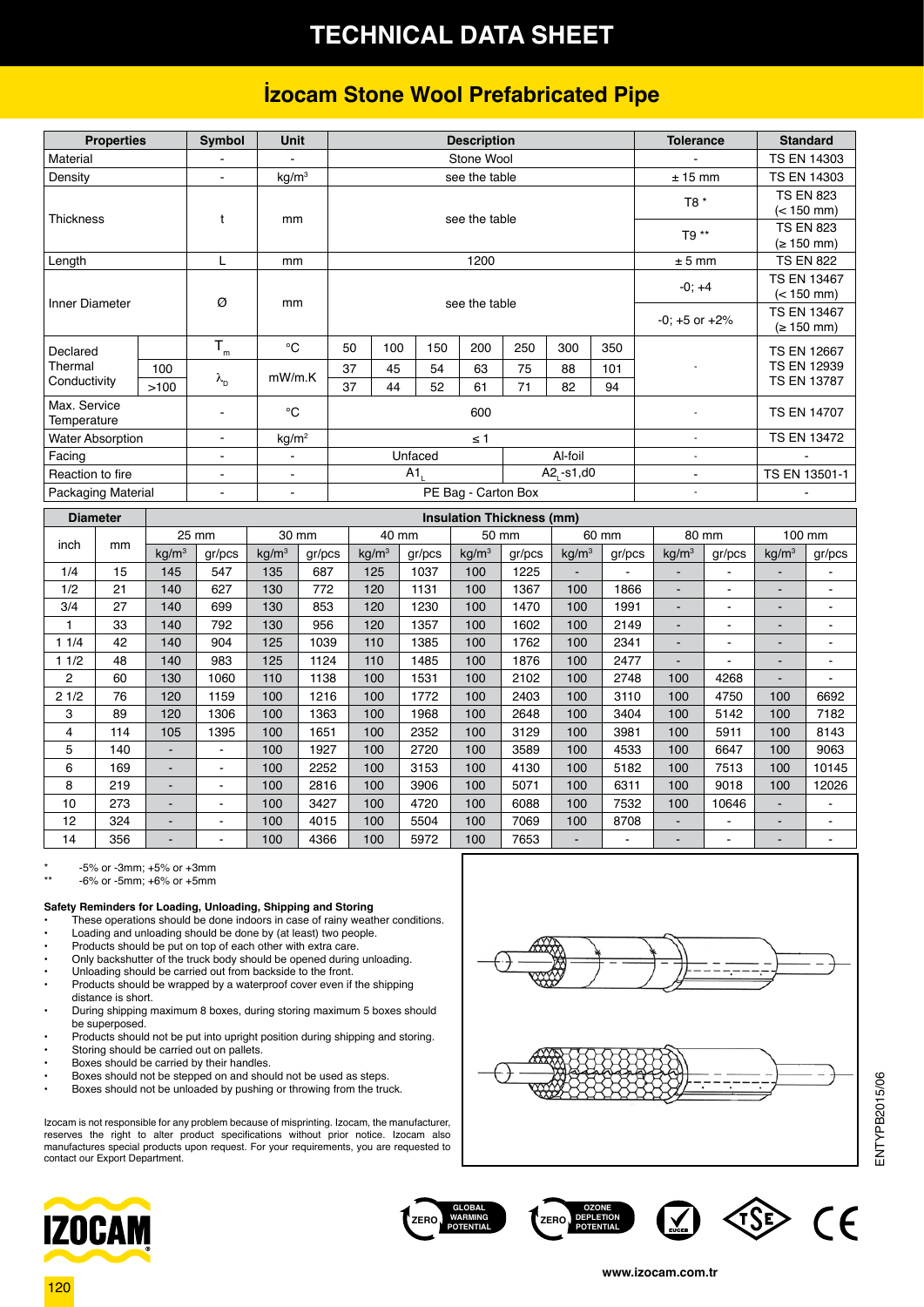# TECHNICAL DATA SHEET

## İzocam Stone Wool Prefabricated Pipe

| Properties | | Symbol | Unit | Description | | | | | | | Tolerance | Standard |
|---|---|---|---|---|---|---|---|---|---|---|---|---|
| Material | | - | - | Stone Wool | | | | | | | - | TS EN 14303 |
| Density | | - | kg/m³ | see the table | | | | | | | ± 15 mm | TS EN 14303 |
| Thickness | | t | mm | see the table | | | | | | | T8 * | TS EN 823 (< 150 mm) |
| | | | | | | | | | | | T9 ** | TS EN 823 (≥ 150 mm) |
| Length | | L | mm | 1200 | | | | | | | ± 5 mm | TS EN 822 |
| Inner Diameter | | Ø | mm | see the table | | | | | | | -0; +4 | TS EN 13467 (< 150 mm) |
| | | | | | | | | | | | -0; +5 or +2% | TS EN 13467 (≥ 150 mm) |
| Declared Thermal Conductivity | | $T_m$ | °C | 50 | 100 | 150 | 200 | 250 | 300 | 350 | - | TS EN 12667 TS EN 12939 TS EN 13787 |
| | 100 | $\lambda_D$ | mW/m.K | 37 | 45 | 54 | 63 | 75 | 88 | 101 | | |
| | >100 | | | 37 | 44 | 52 | 61 | 71 | 82 | 94 | | |
| Max. Service Temperature | | - | °C | 600 | | | | | | | - | TS EN 14707 |
| Water Absorption | | - | kg/m² | ≤ 1 | | | | | | | - | TS EN 13472 |
| Facing | | - | - | Unfaced | | | | Al-foil | | | - | - |
| Reaction to fire | | - | - | $A1_L$ | | | | $A2_L$-s1,d0 | | | - | TS EN 13501-1 |
| Packaging Material | | - | - | PE Bag - Carton Box | | | | | | | - | - |

| Diameter | | Insulation Thickness (mm) | | | | | | | | | | | | | |
|---|---|---|---|---|---|---|---|---|---|---|---|---|---|---|---|
| inch | mm | 25 mm | | 30 mm | | 40 mm | | 50 mm | | 60 mm | | 80 mm | | 100 mm | |
| | | kg/m³ | gr/pcs | kg/m³ | gr/pcs | kg/m³ | gr/pcs | kg/m³ | gr/pcs | kg/m³ | gr/pcs | kg/m³ | gr/pcs | kg/m³ | gr/pcs |
| 1/4 | 15 | 145 | 547 | 135 | 687 | 125 | 1037 | 100 | 1225 | - | - | - | - | - | - |
| 1/2 | 21 | 140 | 627 | 130 | 772 | 120 | 1131 | 100 | 1367 | 100 | 1866 | - | - | - | - |
| 3/4 | 27 | 140 | 699 | 130 | 853 | 120 | 1230 | 100 | 1470 | 100 | 1991 | - | - | - | - |
| 1 | 33 | 140 | 792 | 130 | 956 | 120 | 1357 | 100 | 1602 | 100 | 2149 | - | - | - | - |
| 1 1/4 | 42 | 140 | 904 | 125 | 1039 | 110 | 1385 | 100 | 1762 | 100 | 2341 | - | - | - | - |
| 1 1/2 | 48 | 140 | 983 | 125 | 1124 | 110 | 1485 | 100 | 1876 | 100 | 2477 | - | - | - | - |
| 2 | 60 | 130 | 1060 | 110 | 1138 | 100 | 1531 | 100 | 2102 | 100 | 2748 | 100 | 4268 | - | - |
| 2 1/2 | 76 | 120 | 1159 | 100 | 1216 | 100 | 1772 | 100 | 2403 | 100 | 3110 | 100 | 4750 | 100 | 6692 |
| 3 | 89 | 120 | 1306 | 100 | 1363 | 100 | 1968 | 100 | 2648 | 100 | 3404 | 100 | 5142 | 100 | 7182 |
| 4 | 114 | 105 | 1395 | 100 | 1651 | 100 | 2352 | 100 | 3129 | 100 | 3981 | 100 | 5911 | 100 | 8143 |
| 5 | 140 | - | - | 100 | 1927 | 100 | 2720 | 100 | 3589 | 100 | 4533 | 100 | 6647 | 100 | 9063 |
| 6 | 169 | - | - | 100 | 2252 | 100 | 3153 | 100 | 4130 | 100 | 5182 | 100 | 7513 | 100 | 10145 |
| 8 | 219 | - | - | 100 | 2816 | 100 | 3906 | 100 | 5071 | 100 | 6311 | 100 | 9018 | 100 | 12026 |
| 10 | 273 | - | - | 100 | 3427 | 100 | 4720 | 100 | 6088 | 100 | 7532 | 100 | 10646 | - | - |
| 12 | 324 | - | - | 100 | 4015 | 100 | 5504 | 100 | 7069 | 100 | 8708 | - | - | - | - |
| 14 | 356 | - | - | 100 | 4366 | 100 | 5972 | 100 | 7653 | - | - | - | - | - | - |

\* -5% or -3mm; +5% or +3mm

\*\* -6% or -5mm; +6% or +5mm

**Safety Reminders for Loading, Unloading, Shipping and Storing**

- These operations should be done indoors in case of rainy weather conditions.
- Loading and unloading should be done by (at least) two people.
- Products should be put on top of each other with extra care.
- Only backshutter of the truck body should be opened during unloading.
- Unloading should be carried out from backside to the front.
- Products should be wrapped by a waterproof cover even if the shipping distance is short.
- During shipping maximum 8 boxes, during storing maximum 5 boxes should be superposed.
- Products should not be put into upright position during shipping and storing.
- Storing should be carried out on pallets.
- Boxes should be carried by their handles.
- Boxes should not be stepped on and should not be used as steps.
- Boxes should not be unloaded by pushing or throwing from the truck.

Izocam is not responsible for any problem because of misprinting. Izocam, the manufacturer, reserves the right to alter product specifications without prior notice. Izocam also manufactures special products upon request. For your requirements, you are requested to contact our Export Department.

ENTYPB2015/06

IZOCAM

ZERO GLOBAL WARMING POTENTIAL

ZERO OZONE DEPLETION POTENTIAL

EUCEB

TSE

CE

www.izocam.com.tr